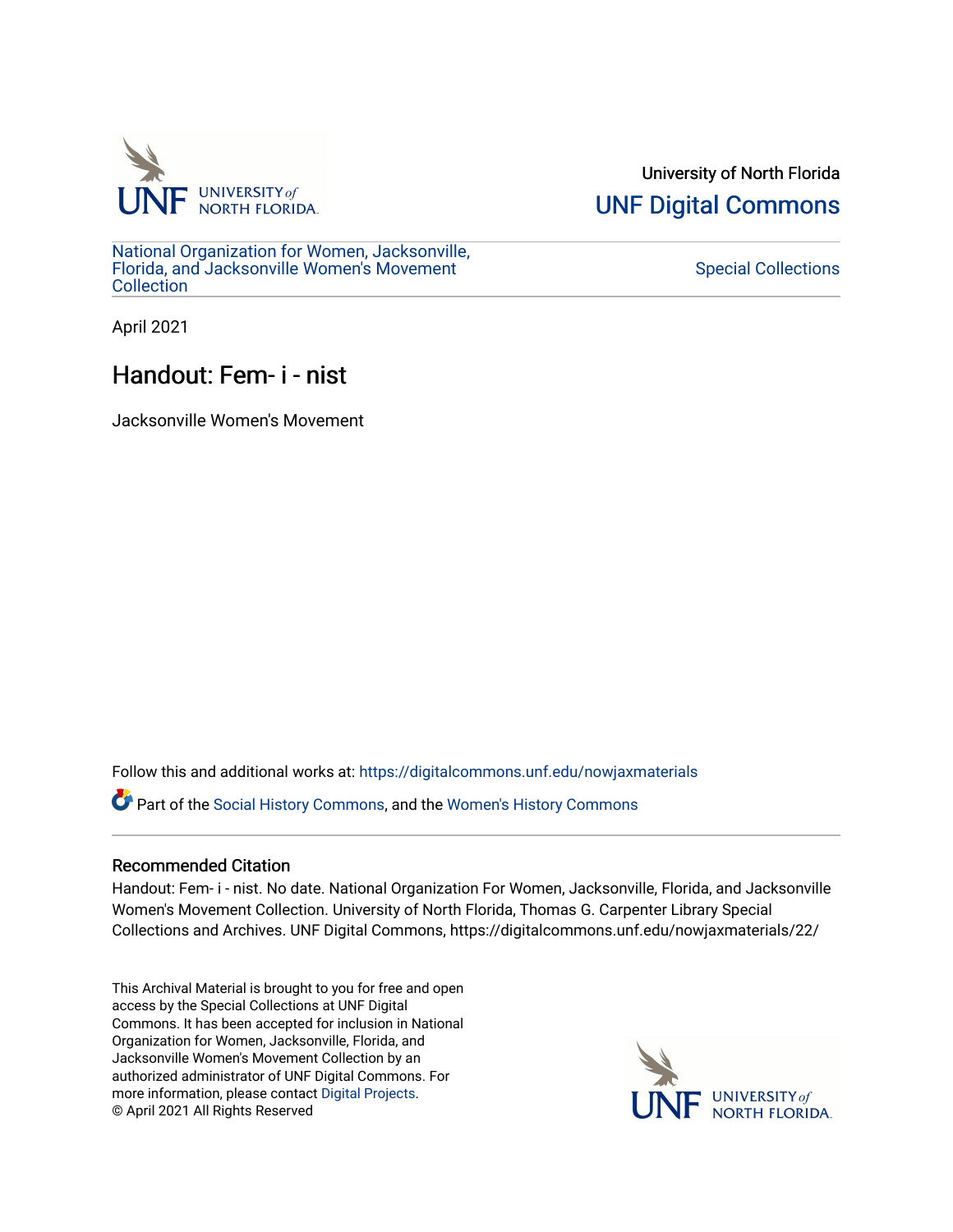University of North Florida

UNF Digital Commons

National Organization for Women, Jacksonville, Florida, and Jacksonville Women's Movement Collection

Special Collections

April 2021

# Handout: Fem- i - nist

Jacksonville Women's Movement

Follow this and additional works at: https://digitalcommons.unf.edu/nowjaxmaterials

Part of the Social History Commons, and the Women's History Commons

### Recommended Citation

Handout: Fem- i - nist. No date. National Organization For Women, Jacksonville, Florida, and Jacksonville Women's Movement Collection. University of North Florida, Thomas G. Carpenter Library Special Collections and Archives. UNF Digital Commons, https://digitalcommons.unf.edu/nowjaxmaterials/22/

This Archival Material is brought to you for free and open access by the Special Collections at UNF Digital Commons. It has been accepted for inclusion in National Organization for Women, Jacksonville, Florida, and Jacksonville Women's Movement Collection by an authorized administrator of UNF Digital Commons. For more information, please contact Digital Projects.
© April 2021 All Rights Reserved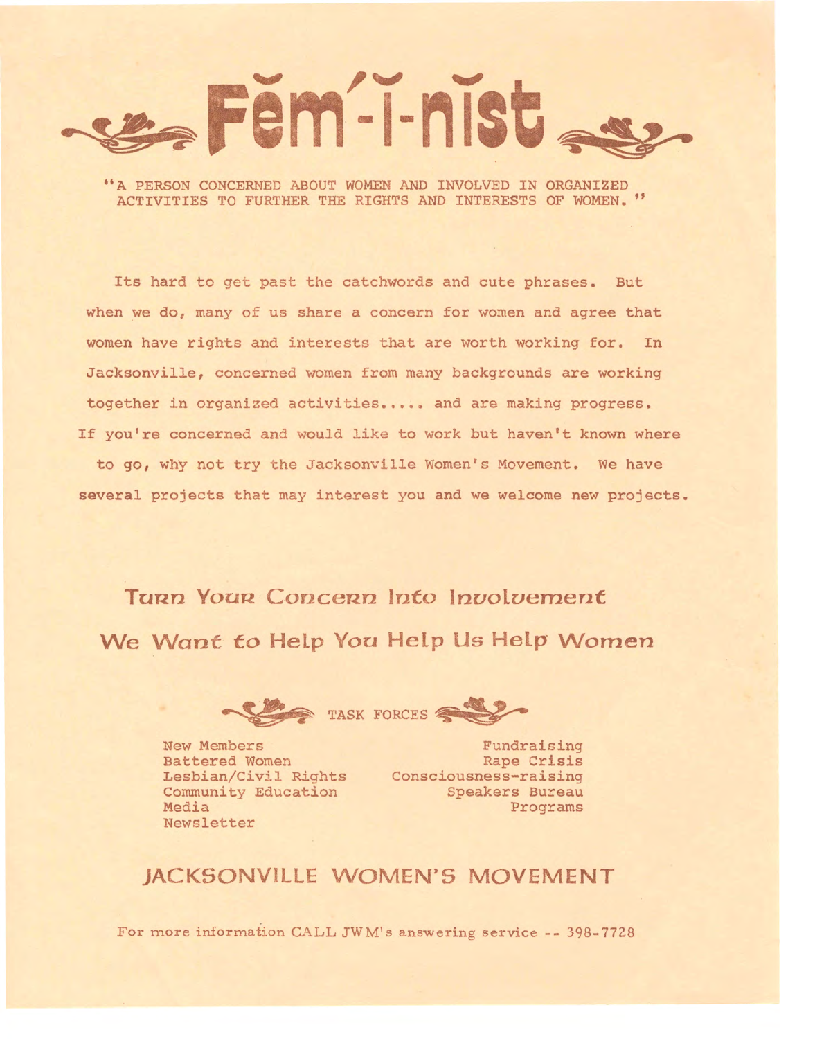# Fĕm´-ĭ-nĭst

"A PERSON CONCERNED ABOUT WOMEN AND INVOLVED IN ORGANIZED ACTIVITIES TO FURTHER THE RIGHTS AND INTERESTS OF WOMEN."

Its hard to get past the catchwords and cute phrases. But when we do, many of us share a concern for women and agree that women have rights and interests that are worth working for. In Jacksonville, concerned women from many backgrounds are working together in organized activities..... and are making progress. If you're concerned and would like to work but haven't known where to go, why not try the Jacksonville Women's Movement. We have several projects that may interest you and we welcome new projects.

## Turn Your Concern Into Involvement

## We Want to Help You Help Us Help Women

### TASK FORCES

- New Members
- Battered Women
- Lesbian/Civil Rights
- Community Education
- Media
- Newsletter
- Fundraising
- Rape Crisis
- Consciousness-raising
- Speakers Bureau
- Programs

## JACKSONVILLE WOMEN'S MOVEMENT

For more information CALL JWM's answering service -- 398-7728